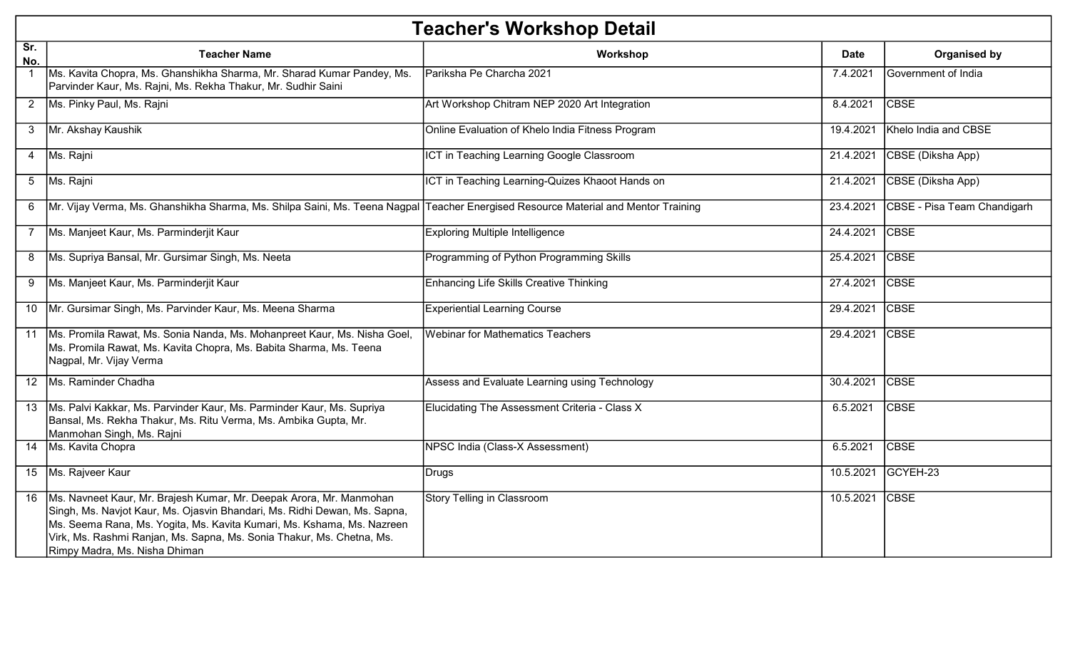# Teacher's Workshop Detail

| Sr. No. | Teacher Name | Workshop | Date | Organised by |
|---|---|---|---|---|
| 1 | Ms. Kavita Chopra, Ms. Ghanshikha Sharma, Mr. Sharad Kumar Pandey, Ms. Parvinder Kaur, Ms. Rajni, Ms. Rekha Thakur, Mr. Sudhir Saini | Pariksha Pe Charcha 2021 | 7.4.2021 | Government of India |
| 2 | Ms. Pinky Paul, Ms. Rajni | Art Workshop Chitram NEP 2020 Art Integration | 8.4.2021 | CBSE |
| 3 | Mr. Akshay Kaushik | Online Evaluation of Khelo India Fitness Program | 19.4.2021 | Khelo India and CBSE |
| 4 | Ms. Rajni | ICT in Teaching Learning Google Classroom | 21.4.2021 | CBSE (Diksha App) |
| 5 | Ms. Rajni | ICT in Teaching Learning-Quizes Khaoot Hands on | 21.4.2021 | CBSE (Diksha App) |
| 6 | Mr. Vijay Verma, Ms. Ghanshikha Sharma, Ms. Shilpa Saini, Ms. Teena Nagpal | Teacher Energised Resource Material and Mentor Training | 23.4.2021 | CBSE - Pisa Team Chandigarh |
| 7 | Ms. Manjeet Kaur, Ms. Parminderjit Kaur | Exploring Multiple Intelligence | 24.4.2021 | CBSE |
| 8 | Ms. Supriya Bansal, Mr. Gursimar Singh, Ms. Neeta | Programming of Python Programming Skills | 25.4.2021 | CBSE |
| 9 | Ms. Manjeet Kaur, Ms. Parminderjit Kaur | Enhancing Life Skills Creative Thinking | 27.4.2021 | CBSE |
| 10 | Mr. Gursimar Singh, Ms. Parvinder Kaur, Ms. Meena Sharma | Experiential Learning Course | 29.4.2021 | CBSE |
| 11 | Ms. Promila Rawat, Ms. Sonia Nanda, Ms. Mohanpreet Kaur, Ms. Nisha Goel, Ms. Promila Rawat, Ms. Kavita Chopra, Ms. Babita Sharma, Ms. Teena Nagpal, Mr. Vijay Verma | Webinar for Mathematics Teachers | 29.4.2021 | CBSE |
| 12 | Ms. Raminder Chadha | Assess and Evaluate Learning using Technology | 30.4.2021 | CBSE |
| 13 | Ms. Palvi Kakkar, Ms. Parvinder Kaur, Ms. Parminder Kaur, Ms. Supriya Bansal, Ms. Rekha Thakur, Ms. Ritu Verma, Ms. Ambika Gupta, Mr. Manmohan Singh, Ms. Rajni | Elucidating The Assessment Criteria - Class X | 6.5.2021 | CBSE |
| 14 | Ms. Kavita Chopra | NPSC India (Class-X Assessment) | 6.5.2021 | CBSE |
| 15 | Ms. Rajveer Kaur | Drugs | 10.5.2021 | GCYEH-23 |
| 16 | Ms. Navneet Kaur, Mr. Brajesh Kumar, Mr. Deepak Arora, Mr. Manmohan Singh, Ms. Navjot Kaur, Ms. Ojasvin Bhandari, Ms. Ridhi Dewan, Ms. Sapna, Ms. Seema Rana, Ms. Yogita, Ms. Kavita Kumari, Ms. Kshama, Ms. Nazreen Virk, Ms. Rashmi Ranjan, Ms. Sapna, Ms. Sonia Thakur, Ms. Chetna, Ms. Rimpy Madra, Ms. Nisha Dhiman | Story Telling in Classroom | 10.5.2021 | CBSE |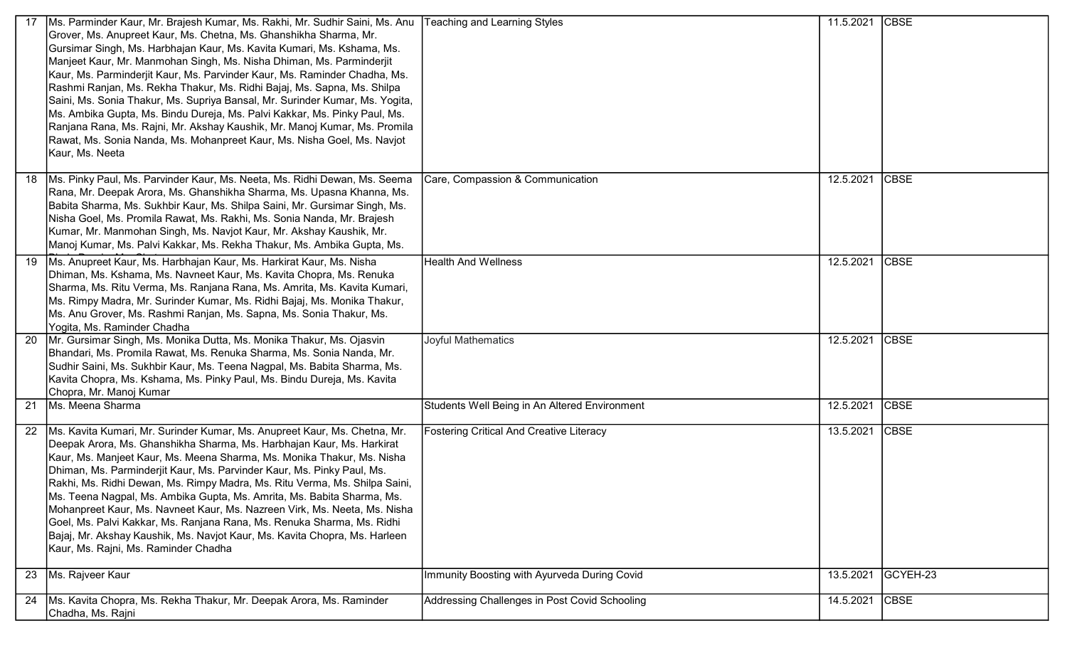| | | | | |
|---|---|---|---|---|
| 17 | Ms. Parminder Kaur, Mr. Brajesh Kumar, Ms. Rakhi, Mr. Sudhir Saini, Ms. Anu Grover, Ms. Anupreet Kaur, Ms. Chetna, Ms. Ghanshikha Sharma, Mr. Gursimar Singh, Ms. Harbhajan Kaur, Ms. Kavita Kumari, Ms. Kshama, Ms. Manjeet Kaur, Mr. Manmohan Singh, Ms. Nisha Dhiman, Ms. Parminderjit Kaur, Ms. Parminderjit Kaur, Ms. Parvinder Kaur, Ms. Raminder Chadha, Ms. Rashmi Ranjan, Ms. Rekha Thakur, Ms. Ridhi Bajaj, Ms. Sapna, Ms. Shilpa Saini, Ms. Sonia Thakur, Ms. Supriya Bansal, Mr. Surinder Kumar, Ms. Yogita, Ms. Ambika Gupta, Ms. Bindu Dureja, Ms. Palvi Kakkar, Ms. Pinky Paul, Ms. Ranjana Rana, Ms. Rajni, Mr. Akshay Kaushik, Mr. Manoj Kumar, Ms. Promila Rawat, Ms. Sonia Nanda, Ms. Mohanpreet Kaur, Ms. Nisha Goel, Ms. Navjot Kaur, Ms. Neeta | Teaching and Learning Styles | 11.5.2021 | CBSE |
| 18 | Ms. Pinky Paul, Ms. Parvinder Kaur, Ms. Neeta, Ms. Ridhi Dewan, Ms. Seema Rana, Mr. Deepak Arora, Ms. Ghanshikha Sharma, Ms. Upasna Khanna, Ms. Babita Sharma, Ms. Sukhbir Kaur, Ms. Shilpa Saini, Mr. Gursimar Singh, Ms. Nisha Goel, Ms. Promila Rawat, Ms. Rakhi, Ms. Sonia Nanda, Mr. Brajesh Kumar, Mr. Manmohan Singh, Ms. Navjot Kaur, Mr. Akshay Kaushik, Mr. Manoj Kumar, Ms. Palvi Kakkar, Ms. Rekha Thakur, Ms. Ambika Gupta, Ms. Bindu Dureja, Ms. Chetna | Care, Compassion & Communication | 12.5.2021 | CBSE |
| 19 | Ms. Anupreet Kaur, Ms. Harbhajan Kaur, Ms. Harkirat Kaur, Ms. Nisha Dhiman, Ms. Kshama, Ms. Navneet Kaur, Ms. Kavita Chopra, Ms. Renuka Sharma, Ms. Ritu Verma, Ms. Ranjana Rana, Ms. Amrita, Ms. Kavita Kumari, Ms. Rimpy Madra, Mr. Surinder Kumar, Ms. Ridhi Bajaj, Ms. Monika Thakur, Ms. Anu Grover, Ms. Rashmi Ranjan, Ms. Sapna, Ms. Sonia Thakur, Ms. Yogita, Ms. Raminder Chadha | Health And Wellness | 12.5.2021 | CBSE |
| 20 | Mr. Gursimar Singh, Ms. Monika Dutta, Ms. Monika Thakur, Ms. Ojasvin Bhandari, Ms. Promila Rawat, Ms. Renuka Sharma, Ms. Sonia Nanda, Mr. Sudhir Saini, Ms. Sukhbir Kaur, Ms. Teena Nagpal, Ms. Babita Sharma, Ms. Kavita Chopra, Ms. Kshama, Ms. Pinky Paul, Ms. Bindu Dureja, Ms. Kavita Chopra, Mr. Manoj Kumar | Joyful Mathematics | 12.5.2021 | CBSE |
| 21 | Ms. Meena Sharma | Students Well Being in An Altered Environment | 12.5.2021 | CBSE |
| 22 | Ms. Kavita Kumari, Mr. Surinder Kumar, Ms. Anupreet Kaur, Ms. Chetna, Mr. Deepak Arora, Ms. Ghanshikha Sharma, Ms. Harbhajan Kaur, Ms. Harkirat Kaur, Ms. Manjeet Kaur, Ms. Meena Sharma, Ms. Monika Thakur, Ms. Nisha Dhiman, Ms. Parminderjit Kaur, Ms. Parvinder Kaur, Ms. Pinky Paul, Ms. Rakhi, Ms. Ridhi Dewan, Ms. Rimpy Madra, Ms. Ritu Verma, Ms. Shilpa Saini, Ms. Teena Nagpal, Ms. Ambika Gupta, Ms. Amrita, Ms. Babita Sharma, Ms. Mohanpreet Kaur, Ms. Navneet Kaur, Ms. Nazreen Virk, Ms. Neeta, Ms. Nisha Goel, Ms. Palvi Kakkar, Ms. Ranjana Rana, Ms. Renuka Sharma, Ms. Ridhi Bajaj, Mr. Akshay Kaushik, Ms. Navjot Kaur, Ms. Kavita Chopra, Ms. Harleen Kaur, Ms. Rajni, Ms. Raminder Chadha | Fostering Critical And Creative Literacy | 13.5.2021 | CBSE |
| 23 | Ms. Rajveer Kaur | Immunity Boosting with Ayurveda During Covid | 13.5.2021 | GCYEH-23 |
| 24 | Ms. Kavita Chopra, Ms. Rekha Thakur, Mr. Deepak Arora, Ms. Raminder Chadha, Ms. Rajni | Addressing Challenges in Post Covid Schooling | 14.5.2021 | CBSE |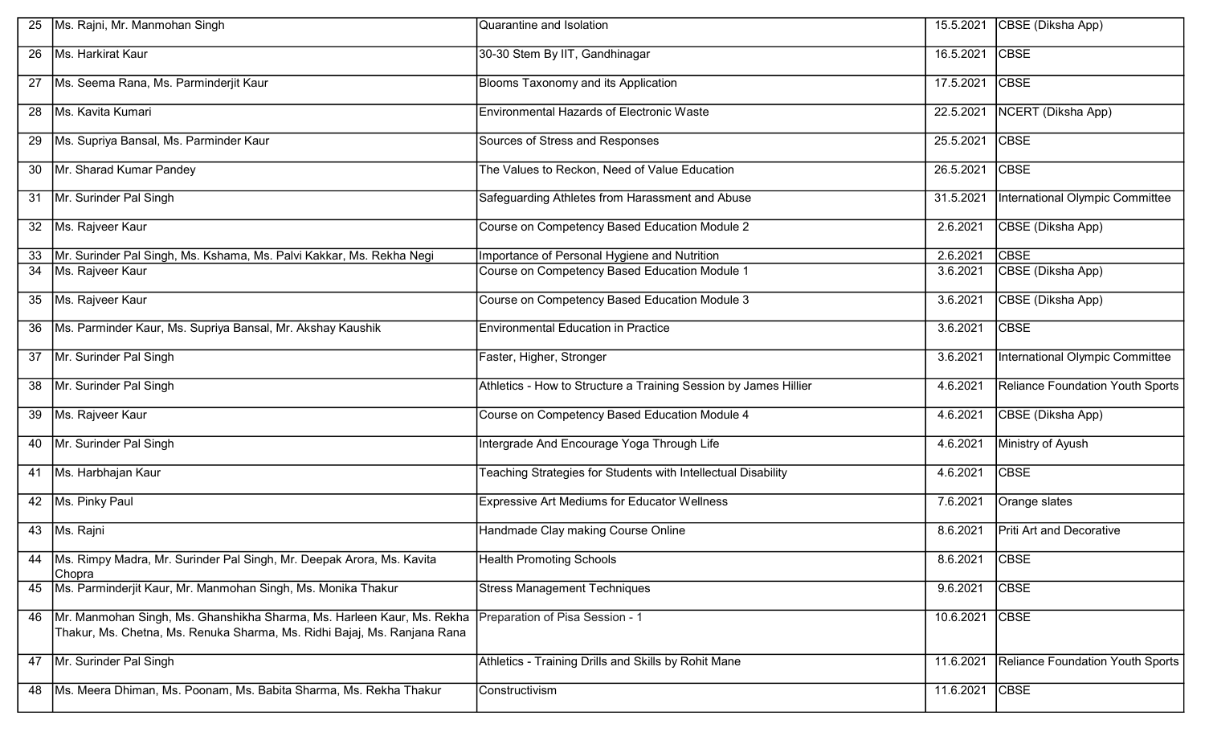| 25 | Ms. Rajni, Mr. Manmohan Singh | Quarantine and Isolation | 15.5.2021 | CBSE (Diksha App) |
|---|---|---|---|---|
| 26 | Ms. Harkirat Kaur | 30-30 Stem By IIT, Gandhinagar | 16.5.2021 | CBSE |
| 27 | Ms. Seema Rana, Ms. Parminderjit Kaur | Blooms Taxonomy and its Application | 17.5.2021 | CBSE |
| 28 | Ms. Kavita Kumari | Environmental Hazards of Electronic Waste | 22.5.2021 | NCERT (Diksha App) |
| 29 | Ms. Supriya Bansal, Ms. Parminder Kaur | Sources of Stress and Responses | 25.5.2021 | CBSE |
| 30 | Mr. Sharad Kumar Pandey | The Values to Reckon, Need of Value Education | 26.5.2021 | CBSE |
| 31 | Mr. Surinder Pal Singh | Safeguarding Athletes from Harassment and Abuse | 31.5.2021 | International Olympic Committee |
| 32 | Ms. Rajveer Kaur | Course on Competency Based Education Module 2 | 2.6.2021 | CBSE (Diksha App) |
| 33 | Mr. Surinder Pal Singh, Ms. Kshama, Ms. Palvi Kakkar, Ms. Rekha Negi | Importance of Personal Hygiene and Nutrition | 2.6.2021 | CBSE |
| 34 | Ms. Rajveer Kaur | Course on Competency Based Education Module 1 | 3.6.2021 | CBSE (Diksha App) |
| 35 | Ms. Rajveer Kaur | Course on Competency Based Education Module 3 | 3.6.2021 | CBSE (Diksha App) |
| 36 | Ms. Parminder Kaur, Ms. Supriya Bansal, Mr. Akshay Kaushik | Environmental Education in Practice | 3.6.2021 | CBSE |
| 37 | Mr. Surinder Pal Singh | Faster, Higher, Stronger | 3.6.2021 | International Olympic Committee |
| 38 | Mr. Surinder Pal Singh | Athletics - How to Structure a Training Session by James Hillier | 4.6.2021 | Reliance Foundation Youth Sports |
| 39 | Ms. Rajveer Kaur | Course on Competency Based Education Module 4 | 4.6.2021 | CBSE (Diksha App) |
| 40 | Mr. Surinder Pal Singh | Intergrade And Encourage Yoga Through Life | 4.6.2021 | Ministry of Ayush |
| 41 | Ms. Harbhajan Kaur | Teaching Strategies for Students with Intellectual Disability | 4.6.2021 | CBSE |
| 42 | Ms. Pinky Paul | Expressive Art Mediums for Educator Wellness | 7.6.2021 | Orange slates |
| 43 | Ms. Rajni | Handmade Clay making Course Online | 8.6.2021 | Priti Art and Decorative |
| 44 | Ms. Rimpy Madra, Mr. Surinder Pal Singh, Mr. Deepak Arora, Ms. Kavita Chopra | Health Promoting Schools | 8.6.2021 | CBSE |
| 45 | Ms. Parminderjit Kaur, Mr. Manmohan Singh, Ms. Monika Thakur | Stress Management Techniques | 9.6.2021 | CBSE |
| 46 | Mr. Manmohan Singh, Ms. Ghanshikha Sharma, Ms. Harleen Kaur, Ms. Rekha Thakur, Ms. Chetna, Ms. Renuka Sharma, Ms. Ridhi Bajaj, Ms. Ranjana Rana | Preparation of Pisa Session - 1 | 10.6.2021 | CBSE |
| 47 | Mr. Surinder Pal Singh | Athletics - Training Drills and Skills by Rohit Mane | 11.6.2021 | Reliance Foundation Youth Sports |
| 48 | Ms. Meera Dhiman, Ms. Poonam, Ms. Babita Sharma, Ms. Rekha Thakur | Constructivism | 11.6.2021 | CBSE |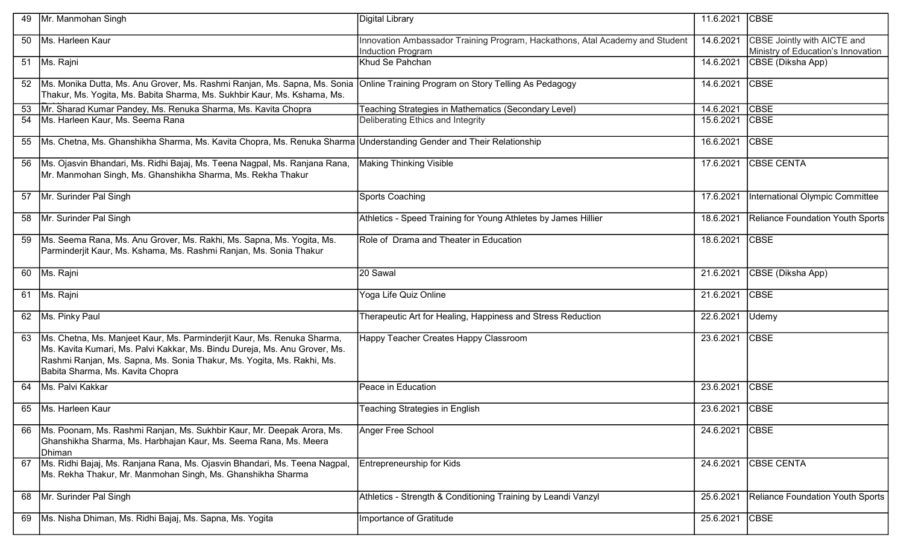| 49 | Mr. Manmohan Singh | Digital Library | 11.6.2021 | CBSE |
|---|---|---|---|---|
| 50 | Ms. Harleen Kaur | Innovation Ambassador Training Program, Hackathons, Atal Academy and Student Induction Program | 14.6.2021 | CBSE Jointly with AICTE and Ministry of Education's Innovation |
| 51 | Ms. Rajni | Khud Se Pahchan | 14.6.2021 | CBSE (Diksha App) |
| 52 | Ms. Monika Dutta, Ms. Anu Grover, Ms. Rashmi Ranjan, Ms. Sapna, Ms. Sonia Thakur, Ms. Yogita, Ms. Babita Sharma, Ms. Sukhbir Kaur, Ms. Kshama, Ms. | Online Training Program on Story Telling As Pedagogy | 14.6.2021 | CBSE |
| 53 | Mr. Sharad Kumar Pandey, Ms. Renuka Sharma, Ms. Kavita Chopra | Teaching Strategies in Mathematics (Secondary Level) | 14.6.2021 | CBSE |
| 54 | Ms. Harleen Kaur, Ms. Seema Rana | Deliberating Ethics and Integrity | 15.6.2021 | CBSE |
| 55 | Ms. Chetna, Ms. Ghanshikha Sharma, Ms. Kavita Chopra, Ms. Renuka Sharma | Understanding Gender and Their Relationship | 16.6.2021 | CBSE |
| 56 | Ms. Ojasvin Bhandari, Ms. Ridhi Bajaj, Ms. Teena Nagpal, Ms. Ranjana Rana, Mr. Manmohan Singh, Ms. Ghanshikha Sharma, Ms. Rekha Thakur | Making Thinking Visible | 17.6.2021 | CBSE CENTA |
| 57 | Mr. Surinder Pal Singh | Sports Coaching | 17.6.2021 | International Olympic Committee |
| 58 | Mr. Surinder Pal Singh | Athletics - Speed Training for Young Athletes by James Hillier | 18.6.2021 | Reliance Foundation Youth Sports |
| 59 | Ms. Seema Rana, Ms. Anu Grover, Ms. Rakhi, Ms. Sapna, Ms. Yogita, Ms. Parminderjit Kaur, Ms. Kshama, Ms. Rashmi Ranjan, Ms. Sonia Thakur | Role of Drama and Theater in Education | 18.6.2021 | CBSE |
| 60 | Ms. Rajni | 20 Sawal | 21.6.2021 | CBSE (Diksha App) |
| 61 | Ms. Rajni | Yoga Life Quiz Online | 21.6.2021 | CBSE |
| 62 | Ms. Pinky Paul | Therapeutic Art for Healing, Happiness and Stress Reduction | 22.6.2021 | Udemy |
| 63 | Ms. Chetna, Ms. Manjeet Kaur, Ms. Parminderjit Kaur, Ms. Renuka Sharma, Ms. Kavita Kumari, Ms. Palvi Kakkar, Ms. Bindu Dureja, Ms. Anu Grover, Ms. Rashmi Ranjan, Ms. Sapna, Ms. Sonia Thakur, Ms. Yogita, Ms. Rakhi, Ms. Babita Sharma, Ms. Kavita Chopra | Happy Teacher Creates Happy Classroom | 23.6.2021 | CBSE |
| 64 | Ms. Palvi Kakkar | Peace in Education | 23.6.2021 | CBSE |
| 65 | Ms. Harleen Kaur | Teaching Strategies in English | 23.6.2021 | CBSE |
| 66 | Ms. Poonam, Ms. Rashmi Ranjan, Ms. Sukhbir Kaur, Mr. Deepak Arora, Ms. Ghanshikha Sharma, Ms. Harbhajan Kaur, Ms. Seema Rana, Ms. Meera Dhiman | Anger Free School | 24.6.2021 | CBSE |
| 67 | Ms. Ridhi Bajaj, Ms. Ranjana Rana, Ms. Ojasvin Bhandari, Ms. Teena Nagpal, Ms. Rekha Thakur, Mr. Manmohan Singh, Ms. Ghanshikha Sharma | Entrepreneurship for Kids | 24.6.2021 | CBSE CENTA |
| 68 | Mr. Surinder Pal Singh | Athletics - Strength & Conditioning Training by Leandi Vanzyl | 25.6.2021 | Reliance Foundation Youth Sports |
| 69 | Ms. Nisha Dhiman, Ms. Ridhi Bajaj, Ms. Sapna, Ms. Yogita | Importance of Gratitude | 25.6.2021 | CBSE |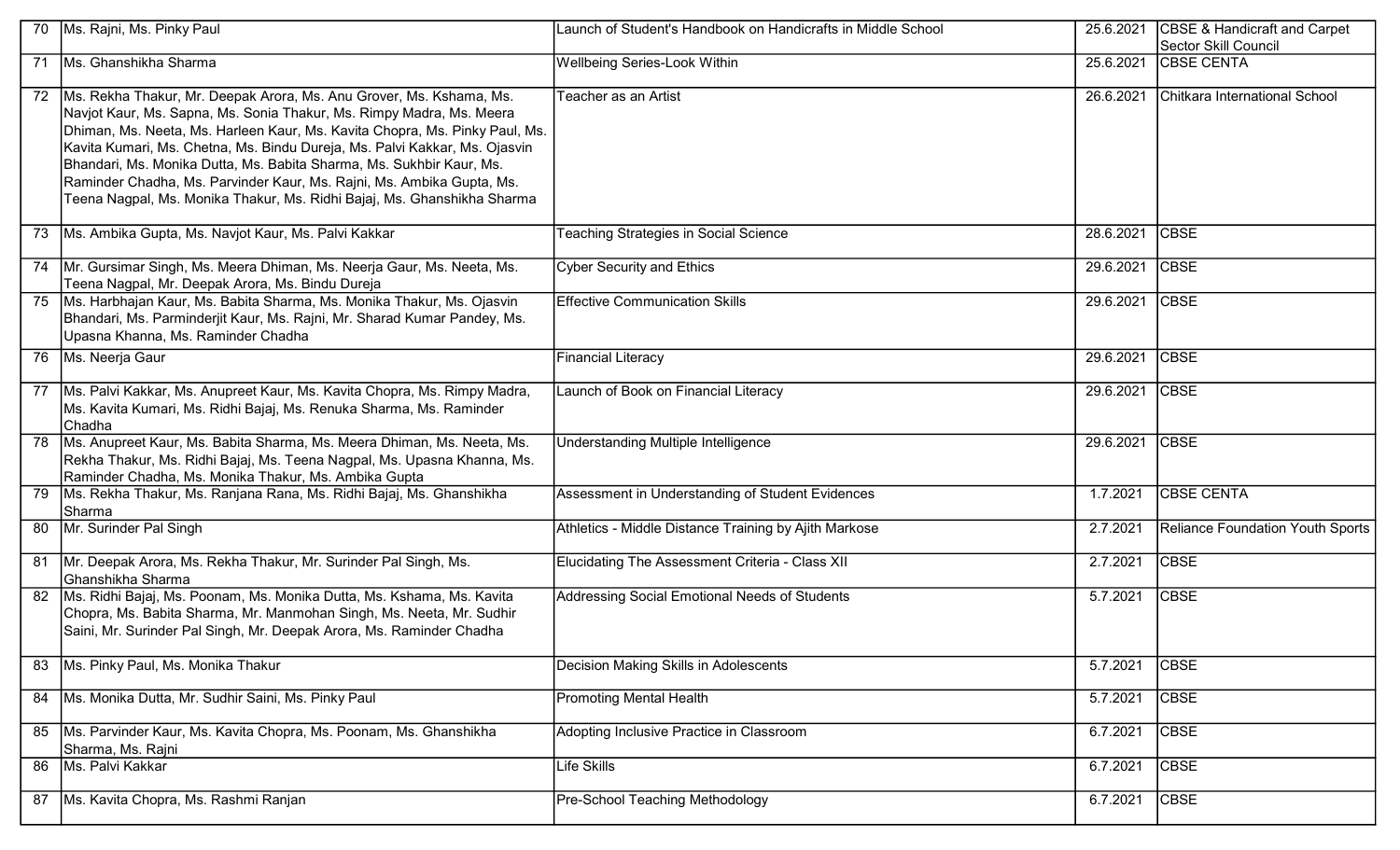| 70 | Ms. Rajni, Ms. Pinky Paul | Launch of Student's Handbook on Handicrafts in Middle School | 25.6.2021 | CBSE & Handicraft and Carpet Sector Skill Council |
|---|---|---|---|---|
| 71 | Ms. Ghanshikha Sharma | Wellbeing Series-Look Within | 25.6.2021 | CBSE CENTA |
| 72 | Ms. Rekha Thakur, Mr. Deepak Arora, Ms. Anu Grover, Ms. Kshama, Ms. Navjot Kaur, Ms. Sapna, Ms. Sonia Thakur, Ms. Rimpy Madra, Ms. Meera Dhiman, Ms. Neeta, Ms. Harleen Kaur, Ms. Kavita Chopra, Ms. Pinky Paul, Ms. Kavita Kumari, Ms. Chetna, Ms. Bindu Dureja, Ms. Palvi Kakkar, Ms. Ojasvin Bhandari, Ms. Monika Dutta, Ms. Babita Sharma, Ms. Sukhbir Kaur, Ms. Raminder Chadha, Ms. Parvinder Kaur, Ms. Rajni, Ms. Ambika Gupta, Ms. Teena Nagpal, Ms. Monika Thakur, Ms. Ridhi Bajaj, Ms. Ghanshikha Sharma | Teacher as an Artist | 26.6.2021 | Chitkara International School |
| 73 | Ms. Ambika Gupta, Ms. Navjot Kaur, Ms. Palvi Kakkar | Teaching Strategies in Social Science | 28.6.2021 | CBSE |
| 74 | Mr. Gursimar Singh, Ms. Meera Dhiman, Ms. Neerja Gaur, Ms. Neeta, Ms. Teena Nagpal, Mr. Deepak Arora, Ms. Bindu Dureja | Cyber Security and Ethics | 29.6.2021 | CBSE |
| 75 | Ms. Harbhajan Kaur, Ms. Babita Sharma, Ms. Monika Thakur, Ms. Ojasvin Bhandari, Ms. Parminderjit Kaur, Ms. Rajni, Mr. Sharad Kumar Pandey, Ms. Upasna Khanna, Ms. Raminder Chadha | Effective Communication Skills | 29.6.2021 | CBSE |
| 76 | Ms. Neerja Gaur | Financial Literacy | 29.6.2021 | CBSE |
| 77 | Ms. Palvi Kakkar, Ms. Anupreet Kaur, Ms. Kavita Chopra, Ms. Rimpy Madra, Ms. Kavita Kumari, Ms. Ridhi Bajaj, Ms. Renuka Sharma, Ms. Raminder Chadha | Launch of Book on Financial Literacy | 29.6.2021 | CBSE |
| 78 | Ms. Anupreet Kaur, Ms. Babita Sharma, Ms. Meera Dhiman, Ms. Neeta, Ms. Rekha Thakur, Ms. Ridhi Bajaj, Ms. Teena Nagpal, Ms. Upasna Khanna, Ms. Raminder Chadha, Ms. Monika Thakur, Ms. Ambika Gupta | Understanding Multiple Intelligence | 29.6.2021 | CBSE |
| 79 | Ms. Rekha Thakur, Ms. Ranjana Rana, Ms. Ridhi Bajaj, Ms. Ghanshikha Sharma | Assessment in Understanding of Student Evidences | 1.7.2021 | CBSE CENTA |
| 80 | Mr. Surinder Pal Singh | Athletics - Middle Distance Training by Ajith Markose | 2.7.2021 | Reliance Foundation Youth Sports |
| 81 | Mr. Deepak Arora, Ms. Rekha Thakur, Mr. Surinder Pal Singh, Ms. Ghanshikha Sharma | Elucidating The Assessment Criteria - Class XII | 2.7.2021 | CBSE |
| 82 | Ms. Ridhi Bajaj, Ms. Poonam, Ms. Monika Dutta, Ms. Kshama, Ms. Kavita Chopra, Ms. Babita Sharma, Mr. Manmohan Singh, Ms. Neeta, Mr. Sudhir Saini, Mr. Surinder Pal Singh, Mr. Deepak Arora, Ms. Raminder Chadha | Addressing Social Emotional Needs of Students | 5.7.2021 | CBSE |
| 83 | Ms. Pinky Paul, Ms. Monika Thakur | Decision Making Skills in Adolescents | 5.7.2021 | CBSE |
| 84 | Ms. Monika Dutta, Mr. Sudhir Saini, Ms. Pinky Paul | Promoting Mental Health | 5.7.2021 | CBSE |
| 85 | Ms. Parvinder Kaur, Ms. Kavita Chopra, Ms. Poonam, Ms. Ghanshikha Sharma, Ms. Rajni | Adopting Inclusive Practice in Classroom | 6.7.2021 | CBSE |
| 86 | Ms. Palvi Kakkar | Life Skills | 6.7.2021 | CBSE |
| 87 | Ms. Kavita Chopra, Ms. Rashmi Ranjan | Pre-School Teaching Methodology | 6.7.2021 | CBSE |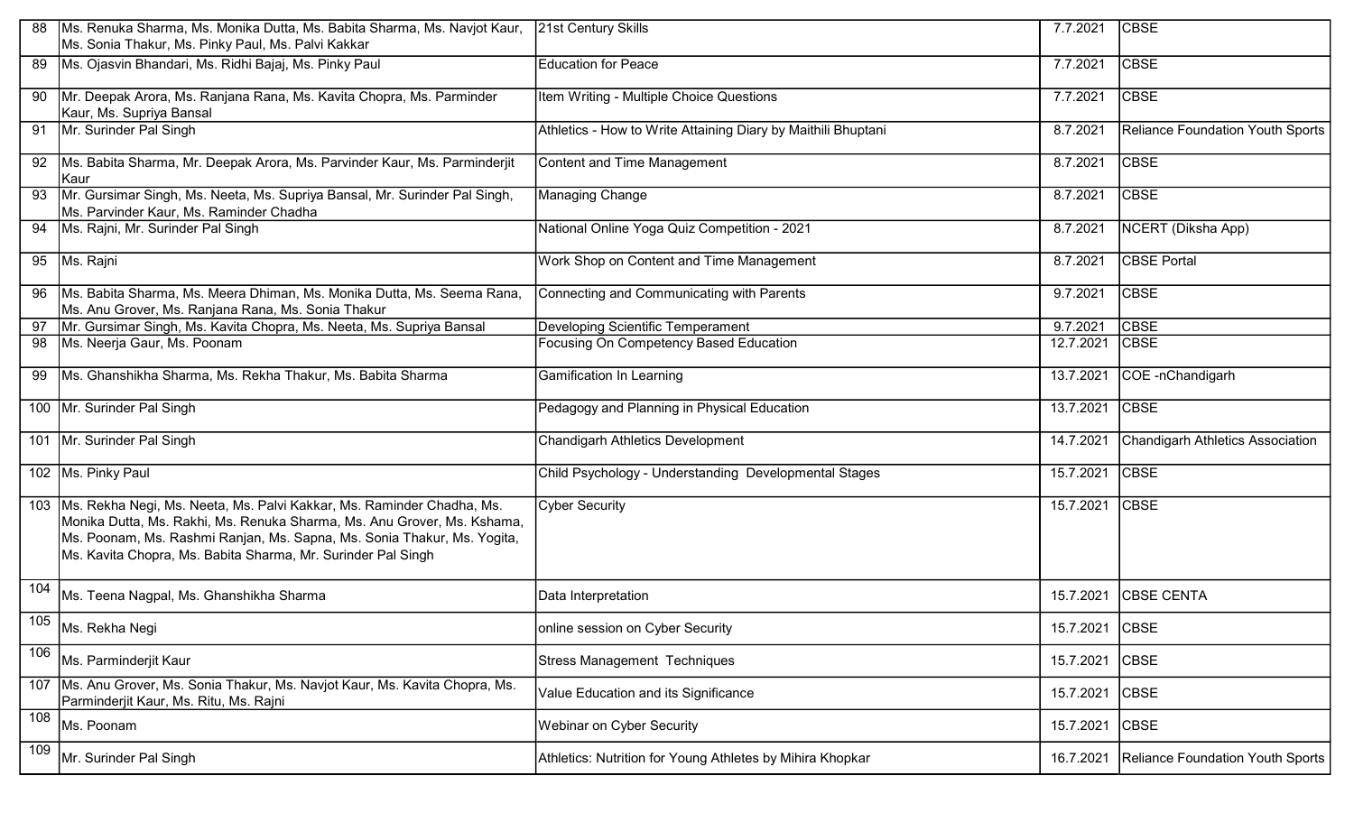| 88 | Ms. Renuka Sharma, Ms. Monika Dutta, Ms. Babita Sharma, Ms. Navjot Kaur, Ms. Sonia Thakur, Ms. Pinky Paul, Ms. Palvi Kakkar | 21st Century Skills | 7.7.2021 | CBSE |
|---|---|---|---|---|
| 89 | Ms. Ojasvin Bhandari, Ms. Ridhi Bajaj, Ms. Pinky Paul | Education for Peace | 7.7.2021 | CBSE |
| 90 | Mr. Deepak Arora, Ms. Ranjana Rana, Ms. Kavita Chopra, Ms. Parminder Kaur, Ms. Supriya Bansal | Item Writing - Multiple Choice Questions | 7.7.2021 | CBSE |
| 91 | Mr. Surinder Pal Singh | Athletics - How to Write Attaining Diary by Maithili Bhuptani | 8.7.2021 | Reliance Foundation Youth Sports |
| 92 | Ms. Babita Sharma, Mr. Deepak Arora, Ms. Parvinder Kaur, Ms. Parminderjit Kaur | Content and Time Management | 8.7.2021 | CBSE |
| 93 | Mr. Gursimar Singh, Ms. Neeta, Ms. Supriya Bansal, Mr. Surinder Pal Singh, Ms. Parvinder Kaur, Ms. Raminder Chadha | Managing Change | 8.7.2021 | CBSE |
| 94 | Ms. Rajni, Mr. Surinder Pal Singh | National Online Yoga Quiz Competition - 2021 | 8.7.2021 | NCERT (Diksha App) |
| 95 | Ms. Rajni | Work Shop on Content and Time Management | 8.7.2021 | CBSE Portal |
| 96 | Ms. Babita Sharma, Ms. Meera Dhiman, Ms. Monika Dutta, Ms. Seema Rana, Ms. Anu Grover, Ms. Ranjana Rana, Ms. Sonia Thakur | Connecting and Communicating with Parents | 9.7.2021 | CBSE |
| 97 | Mr. Gursimar Singh, Ms. Kavita Chopra, Ms. Neeta, Ms. Supriya Bansal | Developing Scientific Temperament | 9.7.2021 | CBSE |
| 98 | Ms. Neerja Gaur, Ms. Poonam | Focusing On Competency Based Education | 12.7.2021 | CBSE |
| 99 | Ms. Ghanshikha Sharma, Ms. Rekha Thakur, Ms. Babita Sharma | Gamification In Learning | 13.7.2021 | COE -nChandigarh |
| 100 | Mr. Surinder Pal Singh | Pedagogy and Planning in Physical Education | 13.7.2021 | CBSE |
| 101 | Mr. Surinder Pal Singh | Chandigarh Athletics Development | 14.7.2021 | Chandigarh Athletics Association |
| 102 | Ms. Pinky Paul | Child Psychology - Understanding Developmental Stages | 15.7.2021 | CBSE |
| 103 | Ms. Rekha Negi, Ms. Neeta, Ms. Palvi Kakkar, Ms. Raminder Chadha, Ms. Monika Dutta, Ms. Rakhi, Ms. Renuka Sharma, Ms. Anu Grover, Ms. Kshama, Ms. Poonam, Ms. Rashmi Ranjan, Ms. Sapna, Ms. Sonia Thakur, Ms. Yogita, Ms. Kavita Chopra, Ms. Babita Sharma, Mr. Surinder Pal Singh | Cyber Security | 15.7.2021 | CBSE |
| 104 | Ms. Teena Nagpal, Ms. Ghanshikha Sharma | Data Interpretation | 15.7.2021 | CBSE CENTA |
| 105 | Ms. Rekha Negi | online session on Cyber Security | 15.7.2021 | CBSE |
| 106 | Ms. Parminderjit Kaur | Stress Management Techniques | 15.7.2021 | CBSE |
| 107 | Ms. Anu Grover, Ms. Sonia Thakur, Ms. Navjot Kaur, Ms. Kavita Chopra, Ms. Parminderjit Kaur, Ms. Ritu, Ms. Rajni | Value Education and its Significance | 15.7.2021 | CBSE |
| 108 | Ms. Poonam | Webinar on Cyber Security | 15.7.2021 | CBSE |
| 109 | Mr. Surinder Pal Singh | Athletics: Nutrition for Young Athletes by Mihira Khopkar | 16.7.2021 | Reliance Foundation Youth Sports |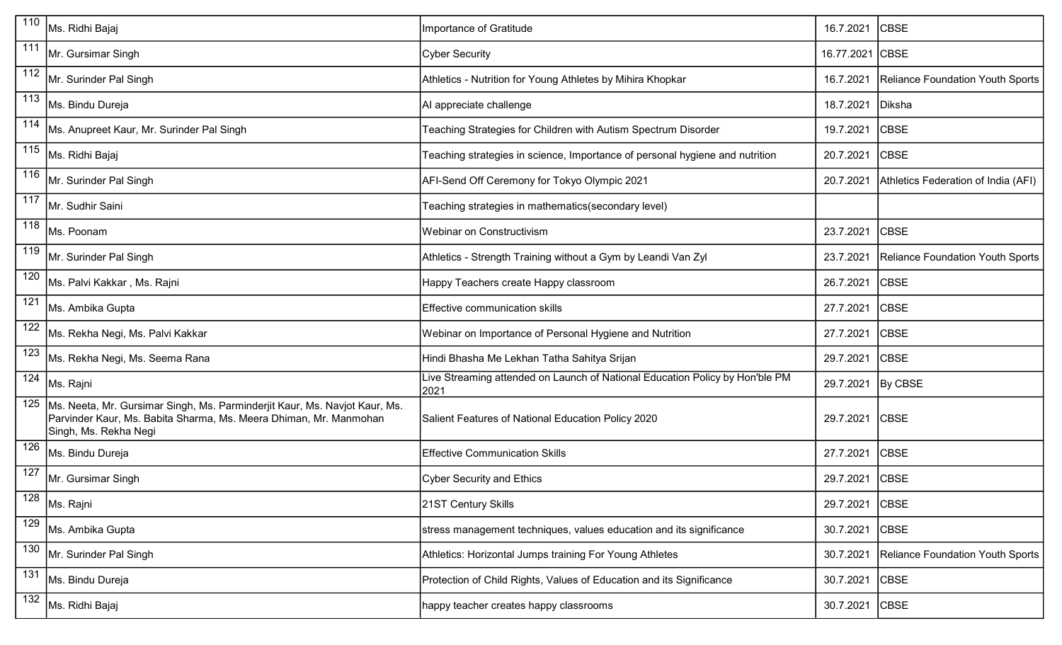| 110 | Ms. Ridhi Bajaj | Importance of Gratitude | 16.7.2021 | CBSE |
|---|---|---|---|---|
| 111 | Mr. Gursimar Singh | Cyber Security | 16.77.2021 | CBSE |
| 112 | Mr. Surinder Pal Singh | Athletics - Nutrition for Young Athletes by Mihira Khopkar | 16.7.2021 | Reliance Foundation Youth Sports |
| 113 | Ms. Bindu Dureja | AI appreciate challenge | 18.7.2021 | Diksha |
| 114 | Ms. Anupreet Kaur, Mr. Surinder Pal Singh | Teaching Strategies for Children with Autism Spectrum Disorder | 19.7.2021 | CBSE |
| 115 | Ms. Ridhi Bajaj | Teaching strategies in science, Importance of personal hygiene and nutrition | 20.7.2021 | CBSE |
| 116 | Mr. Surinder Pal Singh | AFI-Send Off Ceremony for Tokyo Olympic 2021 | 20.7.2021 | Athletics Federation of India (AFI) |
| 117 | Mr. Sudhir Saini | Teaching strategies in mathematics(secondary level) | | |
| 118 | Ms. Poonam | Webinar on Constructivism | 23.7.2021 | CBSE |
| 119 | Mr. Surinder Pal Singh | Athletics - Strength Training without a Gym by Leandi Van Zyl | 23.7.2021 | Reliance Foundation Youth Sports |
| 120 | Ms. Palvi Kakkar , Ms. Rajni | Happy Teachers create Happy classroom | 26.7.2021 | CBSE |
| 121 | Ms. Ambika Gupta | Effective communication skills | 27.7.2021 | CBSE |
| 122 | Ms. Rekha Negi, Ms. Palvi Kakkar | Webinar on Importance of Personal Hygiene and Nutrition | 27.7.2021 | CBSE |
| 123 | Ms. Rekha Negi, Ms. Seema Rana | Hindi Bhasha Me Lekhan Tatha Sahitya Srijan | 29.7.2021 | CBSE |
| 124 | Ms. Rajni | Live Streaming attended on Launch of National Education Policy by Hon'ble PM 2021 | 29.7.2021 | By CBSE |
| 125 | Ms. Neeta, Mr. Gursimar Singh, Ms. Parminderjit Kaur, Ms. Navjot Kaur, Ms. Parvinder Kaur, Ms. Babita Sharma, Ms. Meera Dhiman, Mr. Manmohan Singh, Ms. Rekha Negi | Salient Features of National Education Policy 2020 | 29.7.2021 | CBSE |
| 126 | Ms. Bindu Dureja | Effective Communication Skills | 27.7.2021 | CBSE |
| 127 | Mr. Gursimar Singh | Cyber Security and Ethics | 29.7.2021 | CBSE |
| 128 | Ms. Rajni | 21ST Century Skills | 29.7.2021 | CBSE |
| 129 | Ms. Ambika Gupta | stress management techniques, values education and its significance | 30.7.2021 | CBSE |
| 130 | Mr. Surinder Pal Singh | Athletics: Horizontal Jumps training For Young Athletes | 30.7.2021 | Reliance Foundation Youth Sports |
| 131 | Ms. Bindu Dureja | Protection of Child Rights, Values of Education and its Significance | 30.7.2021 | CBSE |
| 132 | Ms. Ridhi Bajaj | happy teacher creates happy classrooms | 30.7.2021 | CBSE |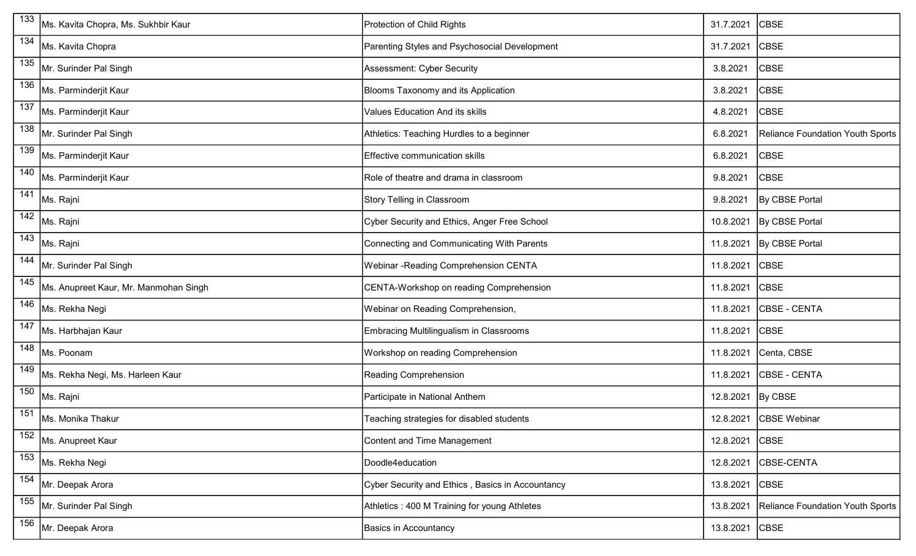| 133 | Ms. Kavita Chopra, Ms. Sukhbir Kaur | Protection of Child Rights | 31.7.2021 | CBSE |
|---|---|---|---|---|
| 134 | Ms. Kavita Chopra | Parenting Styles and Psychosocial Development | 31.7.2021 | CBSE |
| 135 | Mr. Surinder Pal Singh | Assessment: Cyber Security | 3.8.2021 | CBSE |
| 136 | Ms. Parminderjit Kaur | Blooms Taxonomy and its Application | 3.8.2021 | CBSE |
| 137 | Ms. Parminderjit Kaur | Values Education And its skills | 4.8.2021 | CBSE |
| 138 | Mr. Surinder Pal Singh | Athletics: Teaching Hurdles to a beginner | 6.8.2021 | Reliance Foundation Youth Sports |
| 139 | Ms. Parminderjit Kaur | Effective communication skills | 6.8.2021 | CBSE |
| 140 | Ms. Parminderjit Kaur | Role of theatre and drama in classroom | 9.8.2021 | CBSE |
| 141 | Ms. Rajni | Story Telling in Classroom | 9.8.2021 | By CBSE Portal |
| 142 | Ms. Rajni | Cyber Security and Ethics, Anger Free School | 10.8.2021 | By CBSE Portal |
| 143 | Ms. Rajni | Connecting and Communicating With Parents | 11.8.2021 | By CBSE Portal |
| 144 | Mr. Surinder Pal Singh | Webinar -Reading Comprehension CENTA | 11.8.2021 | CBSE |
| 145 | Ms. Anupreet Kaur, Mr. Manmohan Singh | CENTA-Workshop on reading Comprehension | 11.8.2021 | CBSE |
| 146 | Ms. Rekha Negi | Webinar on Reading Comprehension, | 11.8.2021 | CBSE - CENTA |
| 147 | Ms. Harbhajan Kaur | Embracing Multilingualism in Classrooms | 11.8.2021 | CBSE |
| 148 | Ms. Poonam | Workshop on reading Comprehension | 11.8.2021 | Centa, CBSE |
| 149 | Ms. Rekha Negi, Ms. Harleen Kaur | Reading Comprehension | 11.8.2021 | CBSE - CENTA |
| 150 | Ms. Rajni | Participate in National Anthem | 12.8.2021 | By CBSE |
| 151 | Ms. Monika Thakur | Teaching strategies for disabled students | 12.8.2021 | CBSE Webinar |
| 152 | Ms. Anupreet Kaur | Content and Time Management | 12.8.2021 | CBSE |
| 153 | Ms. Rekha Negi | Doodle4education | 12.8.2021 | CBSE-CENTA |
| 154 | Mr. Deepak Arora | Cyber Security and Ethics , Basics in Accountancy | 13.8.2021 | CBSE |
| 155 | Mr. Surinder Pal Singh | Athletics : 400 M Training for young Athletes | 13.8.2021 | Reliance Foundation Youth Sports |
| 156 | Mr. Deepak Arora | Basics in Accountancy | 13.8.2021 | CBSE |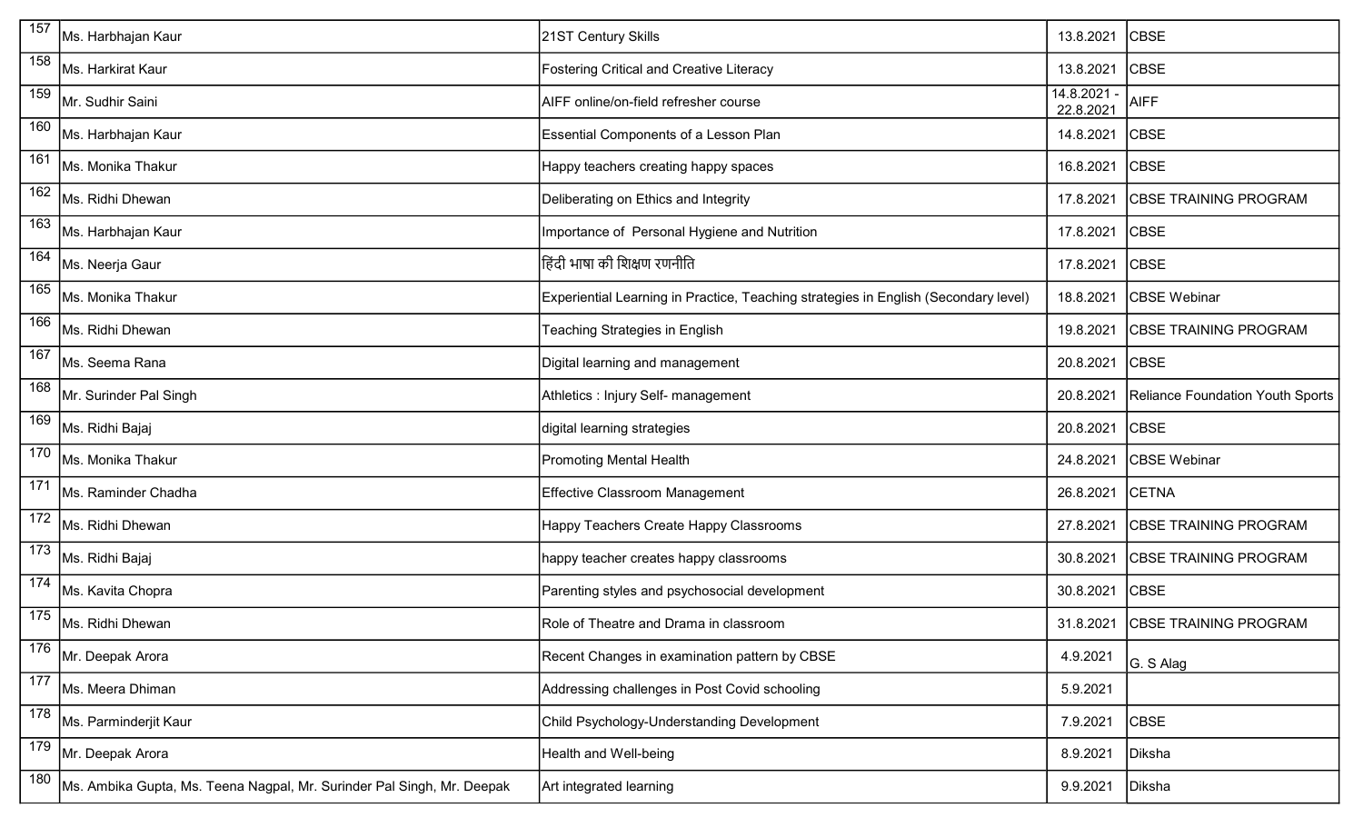| 157 | Ms. Harbhajan Kaur | 21ST Century Skills | 13.8.2021 | CBSE |
|---|---|---|---|---|
| 158 | Ms. Harkirat Kaur | Fostering Critical and Creative Literacy | 13.8.2021 | CBSE |
| 159 | Mr. Sudhir Saini | AIFF online/on-field refresher course | 14.8.2021 - 22.8.2021 | AIFF |
| 160 | Ms. Harbhajan Kaur | Essential Components of a Lesson Plan | 14.8.2021 | CBSE |
| 161 | Ms. Monika Thakur | Happy teachers creating happy spaces | 16.8.2021 | CBSE |
| 162 | Ms. Ridhi Dhewan | Deliberating on Ethics and Integrity | 17.8.2021 | CBSE TRAINING PROGRAM |
| 163 | Ms. Harbhajan Kaur | Importance of Personal Hygiene and Nutrition | 17.8.2021 | CBSE |
| 164 | Ms. Neerja Gaur | हिंदी भाषा की शिक्षण रणनीति | 17.8.2021 | CBSE |
| 165 | Ms. Monika Thakur | Experiential Learning in Practice, Teaching strategies in English (Secondary level) | 18.8.2021 | CBSE Webinar |
| 166 | Ms. Ridhi Dhewan | Teaching Strategies in English | 19.8.2021 | CBSE TRAINING PROGRAM |
| 167 | Ms. Seema Rana | Digital learning and management | 20.8.2021 | CBSE |
| 168 | Mr. Surinder Pal Singh | Athletics : Injury Self- management | 20.8.2021 | Reliance Foundation Youth Sports |
| 169 | Ms. Ridhi Bajaj | digital learning strategies | 20.8.2021 | CBSE |
| 170 | Ms. Monika Thakur | Promoting Mental Health | 24.8.2021 | CBSE Webinar |
| 171 | Ms. Raminder Chadha | Effective Classroom Management | 26.8.2021 | CETNA |
| 172 | Ms. Ridhi Dhewan | Happy Teachers Create Happy Classrooms | 27.8.2021 | CBSE TRAINING PROGRAM |
| 173 | Ms. Ridhi Bajaj | happy teacher creates happy classrooms | 30.8.2021 | CBSE TRAINING PROGRAM |
| 174 | Ms. Kavita Chopra | Parenting styles and psychosocial development | 30.8.2021 | CBSE |
| 175 | Ms. Ridhi Dhewan | Role of Theatre and Drama in classroom | 31.8.2021 | CBSE TRAINING PROGRAM |
| 176 | Mr. Deepak Arora | Recent Changes in examination pattern by CBSE | 4.9.2021 | G. S Alag |
| 177 | Ms. Meera Dhiman | Addressing challenges in Post Covid schooling | 5.9.2021 | |
| 178 | Ms. Parminderjit Kaur | Child Psychology-Understanding Development | 7.9.2021 | CBSE |
| 179 | Mr. Deepak Arora | Health and Well-being | 8.9.2021 | Diksha |
| 180 | Ms. Ambika Gupta, Ms. Teena Nagpal, Mr. Surinder Pal Singh, Mr. Deepak | Art integrated learning | 9.9.2021 | Diksha |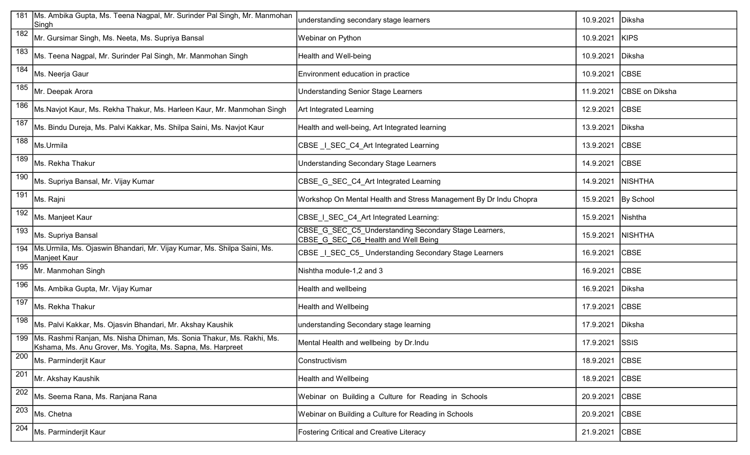| | | | | |
|---|---|---|---|---|
| 181 | Ms. Ambika Gupta, Ms. Teena Nagpal, Mr. Surinder Pal Singh, Mr. Manmohan Singh | understanding secondary stage learners | 10.9.2021 | Diksha |
| 182 | Mr. Gursimar Singh, Ms. Neeta, Ms. Supriya Bansal | Webinar on Python | 10.9.2021 | KIPS |
| 183 | Ms. Teena Nagpal, Mr. Surinder Pal Singh, Mr. Manmohan Singh | Health and Well-being | 10.9.2021 | Diksha |
| 184 | Ms. Neerja Gaur | Environment education in practice | 10.9.2021 | CBSE |
| 185 | Mr. Deepak Arora | Understanding Senior Stage Learners | 11.9.2021 | CBSE on Diksha |
| 186 | Ms.Navjot Kaur, Ms. Rekha Thakur, Ms. Harleen Kaur, Mr. Manmohan Singh | Art Integrated Learning | 12.9.2021 | CBSE |
| 187 | Ms. Bindu Dureja, Ms. Palvi Kakkar, Ms. Shilpa Saini, Ms. Navjot Kaur | Health and well-being, Art Integrated learning | 13.9.2021 | Diksha |
| 188 | Ms.Urmila | CBSE _I_SEC_C4_Art Integrated Learning | 13.9.2021 | CBSE |
| 189 | Ms. Rekha Thakur | Understanding Secondary Stage Learners | 14.9.2021 | CBSE |
| 190 | Ms. Supriya Bansal, Mr. Vijay Kumar | CBSE_G_SEC_C4_Art Integrated Learning | 14.9.2021 | NISHTHA |
| 191 | Ms. Rajni | Workshop On Mental Health and Stress Management By Dr Indu Chopra | 15.9.2021 | By School |
| 192 | Ms. Manjeet Kaur | CBSE_I_SEC_C4_Art Integrated Learning: | 15.9.2021 | Nishtha |
| 193 | Ms. Supriya Bansal | CBSE_G_SEC_C5_Understanding Secondary Stage Learners, CBSE_G_SEC_C6_Health and Well Being | 15.9.2021 | NISHTHA |
| 194 | Ms.Urmila, Ms. Ojaswin Bhandari, Mr. Vijay Kumar, Ms. Shilpa Saini, Ms. Manjeet Kaur | CBSE _I_SEC_C5_ Understanding Secondary Stage Learners | 16.9.2021 | CBSE |
| 195 | Mr. Manmohan Singh | Nishtha module-1,2 and 3 | 16.9.2021 | CBSE |
| 196 | Ms. Ambika Gupta, Mr. Vijay Kumar | Health and wellbeing | 16.9.2021 | Diksha |
| 197 | Ms. Rekha Thakur | Health and Wellbeing | 17.9.2021 | CBSE |
| 198 | Ms. Palvi Kakkar, Ms. Ojasvin Bhandari, Mr. Akshay Kaushik | understanding Secondary stage learning | 17.9.2021 | Diksha |
| 199 | Ms. Rashmi Ranjan, Ms. Nisha Dhiman, Ms. Sonia Thakur, Ms. Rakhi, Ms. Kshama, Ms. Anu Grover, Ms. Yogita, Ms. Sapna, Ms. Harpreet | Mental Health and wellbeing by Dr.Indu | 17.9.2021 | SSIS |
| 200 | Ms. Parminderjit Kaur | Constructivism | 18.9.2021 | CBSE |
| 201 | Mr. Akshay Kaushik | Health and Wellbeing | 18.9.2021 | CBSE |
| 202 | Ms. Seema Rana, Ms. Ranjana Rana | Webinar on Building a Culture for Reading in Schools | 20.9.2021 | CBSE |
| 203 | Ms. Chetna | Webinar on Building a Culture for Reading in Schools | 20.9.2021 | CBSE |
| 204 | Ms. Parminderjit Kaur | Fostering Critical and Creative Literacy | 21.9.2021 | CBSE |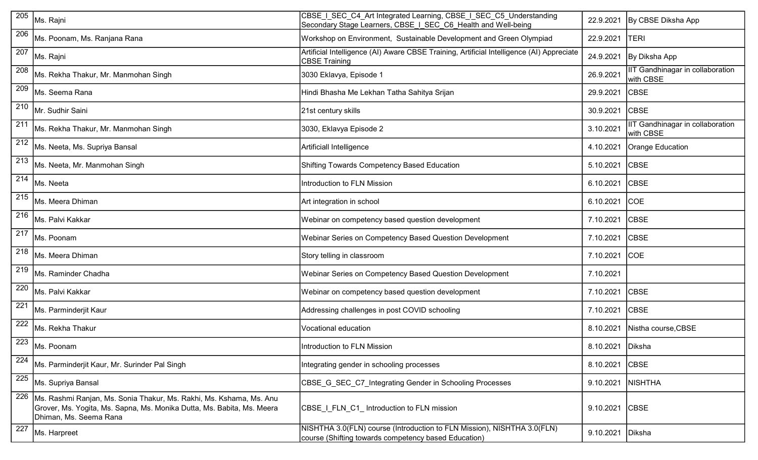| 205 | Ms. Rajni | CBSE_I_SEC_C4_Art Integrated Learning, CBSE_I_SEC_C5_Understanding Secondary Stage Learners, CBSE_I_SEC_C6_Health and Well-being | 22.9.2021 | By CBSE Diksha App |
|---|---|---|---|---|
| 206 | Ms. Poonam, Ms. Ranjana Rana | Workshop on Environment, Sustainable Development and Green Olympiad | 22.9.2021 | TERI |
| 207 | Ms. Rajni | Artificial Intelligence (AI) Aware CBSE Training, Artificial Intelligence (AI) Appreciate CBSE Training | 24.9.2021 | By Diksha App |
| 208 | Ms. Rekha Thakur, Mr. Manmohan Singh | 3030 Eklavya, Episode 1 | 26.9.2021 | IIT Gandhinagar in collaboration with CBSE |
| 209 | Ms. Seema Rana | Hindi Bhasha Me Lekhan Tatha Sahitya Srijan | 29.9.2021 | CBSE |
| 210 | Mr. Sudhir Saini | 21st century skills | 30.9.2021 | CBSE |
| 211 | Ms. Rekha Thakur, Mr. Manmohan Singh | 3030, Eklavya Episode 2 | 3.10.2021 | IIT Gandhinagar in collaboration with CBSE |
| 212 | Ms. Neeta, Ms. Supriya Bansal | Artificiall Intelligence | 4.10.2021 | Orange Education |
| 213 | Ms. Neeta, Mr. Manmohan Singh | Shifting Towards Competency Based Education | 5.10.2021 | CBSE |
| 214 | Ms. Neeta | Introduction to FLN Mission | 6.10.2021 | CBSE |
| 215 | Ms. Meera Dhiman | Art integration in school | 6.10.2021 | COE |
| 216 | Ms. Palvi Kakkar | Webinar on competency based question development | 7.10.2021 | CBSE |
| 217 | Ms. Poonam | Webinar Series on Competency Based Question Development | 7.10.2021 | CBSE |
| 218 | Ms. Meera Dhiman | Story telling in classroom | 7.10.2021 | COE |
| 219 | Ms. Raminder Chadha | Webinar Series on Competency Based Question Development | 7.10.2021 | |
| 220 | Ms. Palvi Kakkar | Webinar on competency based question development | 7.10.2021 | CBSE |
| 221 | Ms. Parminderjit Kaur | Addressing challenges in post COVID schooling | 7.10.2021 | CBSE |
| 222 | Ms. Rekha Thakur | Vocational education | 8.10.2021 | Nistha course,CBSE |
| 223 | Ms. Poonam | Introduction to FLN Mission | 8.10.2021 | Diksha |
| 224 | Ms. Parminderjit Kaur, Mr. Surinder Pal Singh | Integrating gender in schooling processes | 8.10.2021 | CBSE |
| 225 | Ms. Supriya Bansal | CBSE_G_SEC_C7_Integrating Gender in Schooling Processes | 9.10.2021 | NISHTHA |
| 226 | Ms. Rashmi Ranjan, Ms. Sonia Thakur, Ms. Rakhi, Ms. Kshama, Ms. Anu Grover, Ms. Yogita, Ms. Sapna, Ms. Monika Dutta, Ms. Babita, Ms. Meera Dhiman, Ms. Seema Rana | CBSE_I_FLN_C1_ Introduction to FLN mission | 9.10.2021 | CBSE |
| 227 | Ms. Harpreet | NISHTHA 3.0(FLN) course (Introduction to FLN Mission), NISHTHA 3.0(FLN) course (Shifting towards competency based Education) | 9.10.2021 | Diksha |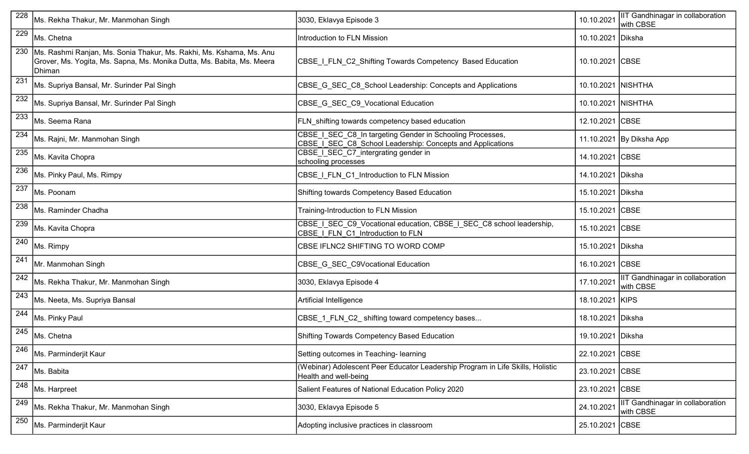| 228 | Ms. Rekha Thakur, Mr. Manmohan Singh | 3030, Eklavya Episode 3 | 10.10.2021 | IIT Gandhinagar in collaboration with CBSE |
|---|---|---|---|---|
| 229 | Ms. Chetna | Introduction to FLN Mission | 10.10.2021 | Diksha |
| 230 | Ms. Rashmi Ranjan, Ms. Sonia Thakur, Ms. Rakhi, Ms. Kshama, Ms. Anu Grover, Ms. Yogita, Ms. Sapna, Ms. Monika Dutta, Ms. Babita, Ms. Meera Dhiman | CBSE_I_FLN_C2_Shifting Towards Competency Based Education | 10.10.2021 | CBSE |
| 231 | Ms. Supriya Bansal, Mr. Surinder Pal Singh | CBSE_G_SEC_C8_School Leadership: Concepts and Applications | 10.10.2021 | NISHTHA |
| 232 | Ms. Supriya Bansal, Mr. Surinder Pal Singh | CBSE_G_SEC_C9_Vocational Education | 10.10.2021 | NISHTHA |
| 233 | Ms. Seema Rana | FLN_shifting towards competency based education | 12.10.2021 | CBSE |
| 234 | Ms. Rajni, Mr. Manmohan Singh | CBSE_I_SEC_C8_In targeting Gender in Schooling Processes, CBSE_I_SEC_C8_School Leadership: Concepts and Applications | 11.10.2021 | By Diksha App |
| 235 | Ms. Kavita Chopra | CBSE_I_SEC_C7_intergrating gender in schooling processes | 14.10.2021 | CBSE |
| 236 | Ms. Pinky Paul, Ms. Rimpy | CBSE_I_FLN_C1_Introduction to FLN Mission | 14.10.2021 | Diksha |
| 237 | Ms. Poonam | Shifting towards Competency Based Education | 15.10.2021 | Diksha |
| 238 | Ms. Raminder Chadha | Training-Introduction to FLN Mission | 15.10.2021 | CBSE |
| 239 | Ms. Kavita Chopra | CBSE_I_SEC_C9_Vocational education, CBSE_I_SEC_C8 school leadership, CBSE_I_FLN_C1_Introduction to FLN | 15.10.2021 | CBSE |
| 240 | Ms. Rimpy | CBSE IFLNC2 SHIFTING TO WORD COMP | 15.10.2021 | Diksha |
| 241 | Mr. Manmohan Singh | CBSE_G_SEC_C9Vocational Education | 16.10.2021 | CBSE |
| 242 | Ms. Rekha Thakur, Mr. Manmohan Singh | 3030, Eklavya Episode 4 | 17.10.2021 | IIT Gandhinagar in collaboration with CBSE |
| 243 | Ms. Neeta, Ms. Supriya Bansal | Artificial Intelligence | 18.10.2021 | KIPS |
| 244 | Ms. Pinky Paul | CBSE_1_FLN_C2_ shifting toward competency bases... | 18.10.2021 | Diksha |
| 245 | Ms. Chetna | Shifting Towards Competency Based Education | 19.10.2021 | Diksha |
| 246 | Ms. Parminderjit Kaur | Setting outcomes in Teaching- learning | 22.10.2021 | CBSE |
| 247 | Ms. Babita | (Webinar) Adolescent Peer Educator Leadership Program in Life Skills, Holistic Health and well-being | 23.10.2021 | CBSE |
| 248 | Ms. Harpreet | Salient Features of National Education Policy 2020 | 23.10.2021 | CBSE |
| 249 | Ms. Rekha Thakur, Mr. Manmohan Singh | 3030, Eklavya Episode 5 | 24.10.2021 | IIT Gandhinagar in collaboration with CBSE |
| 250 | Ms. Parminderjit Kaur | Adopting inclusive practices in classroom | 25.10.2021 | CBSE |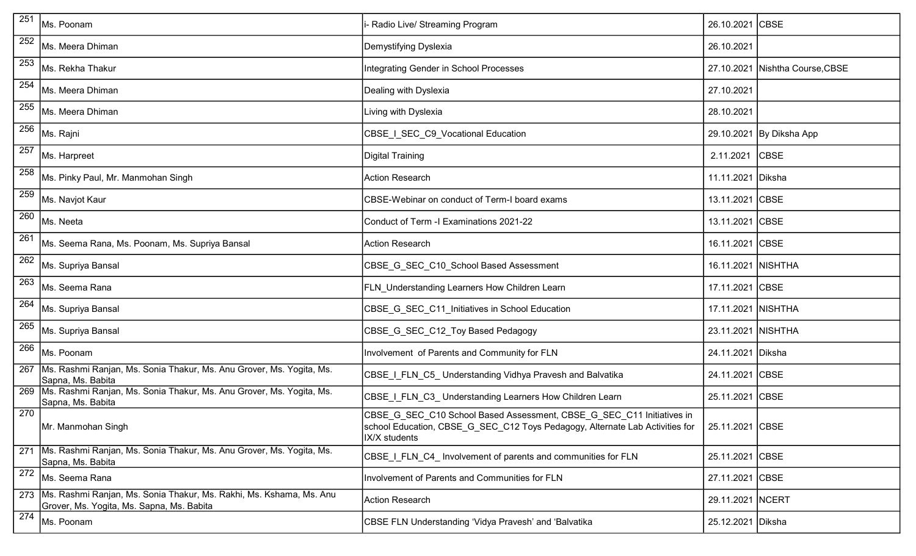| 251 | Ms. Poonam | i- Radio Live/ Streaming Program | 26.10.2021 | CBSE |
|---|---|---|---|---|
| 252 | Ms. Meera Dhiman | Demystifying Dyslexia | 26.10.2021 | |
| 253 | Ms. Rekha Thakur | Integrating Gender in School Processes | 27.10.2021 | Nishtha Course,CBSE |
| 254 | Ms. Meera Dhiman | Dealing with Dyslexia | 27.10.2021 | |
| 255 | Ms. Meera Dhiman | Living with Dyslexia | 28.10.2021 | |
| 256 | Ms. Rajni | CBSE_I_SEC_C9_Vocational Education | 29.10.2021 | By Diksha App |
| 257 | Ms. Harpreet | Digital Training | 2.11.2021 | CBSE |
| 258 | Ms. Pinky Paul, Mr. Manmohan Singh | Action Research | 11.11.2021 | Diksha |
| 259 | Ms. Navjot Kaur | CBSE-Webinar on conduct of Term-I board exams | 13.11.2021 | CBSE |
| 260 | Ms. Neeta | Conduct of Term -I Examinations 2021-22 | 13.11.2021 | CBSE |
| 261 | Ms. Seema Rana, Ms. Poonam, Ms. Supriya Bansal | Action Research | 16.11.2021 | CBSE |
| 262 | Ms. Supriya Bansal | CBSE_G_SEC_C10_School Based Assessment | 16.11.2021 | NISHTHA |
| 263 | Ms. Seema Rana | FLN_Understanding Learners How Children Learn | 17.11.2021 | CBSE |
| 264 | Ms. Supriya Bansal | CBSE_G_SEC_C11_Initiatives in School Education | 17.11.2021 | NISHTHA |
| 265 | Ms. Supriya Bansal | CBSE_G_SEC_C12_Toy Based Pedagogy | 23.11.2021 | NISHTHA |
| 266 | Ms. Poonam | Involvement of Parents and Community for FLN | 24.11.2021 | Diksha |
| 267 | Ms. Rashmi Ranjan, Ms. Sonia Thakur, Ms. Anu Grover, Ms. Yogita, Ms. Sapna, Ms. Babita | CBSE_I_FLN_C5_ Understanding Vidhya Pravesh and Balvatika | 24.11.2021 | CBSE |
| 269 | Ms. Rashmi Ranjan, Ms. Sonia Thakur, Ms. Anu Grover, Ms. Yogita, Ms. Sapna, Ms. Babita | CBSE_I_FLN_C3_ Understanding Learners How Children Learn | 25.11.2021 | CBSE |
| 270 | Mr. Manmohan Singh | CBSE_G_SEC_C10 School Based Assessment, CBSE_G_SEC_C11 Initiatives in school Education, CBSE_G_SEC_C12 Toys Pedagogy, Alternate Lab Activities for IX/X students | 25.11.2021 | CBSE |
| 271 | Ms. Rashmi Ranjan, Ms. Sonia Thakur, Ms. Anu Grover, Ms. Yogita, Ms. Sapna, Ms. Babita | CBSE_I_FLN_C4_ Involvement of parents and communities for FLN | 25.11.2021 | CBSE |
| 272 | Ms. Seema Rana | Involvement of Parents and Communities for FLN | 27.11.2021 | CBSE |
| 273 | Ms. Rashmi Ranjan, Ms. Sonia Thakur, Ms. Rakhi, Ms. Kshama, Ms. Anu Grover, Ms. Yogita, Ms. Sapna, Ms. Babita | Action Research | 29.11.2021 | NCERT |
| 274 | Ms. Poonam | CBSE FLN Understanding 'Vidya Pravesh' and 'Balvatika | 25.12.2021 | Diksha |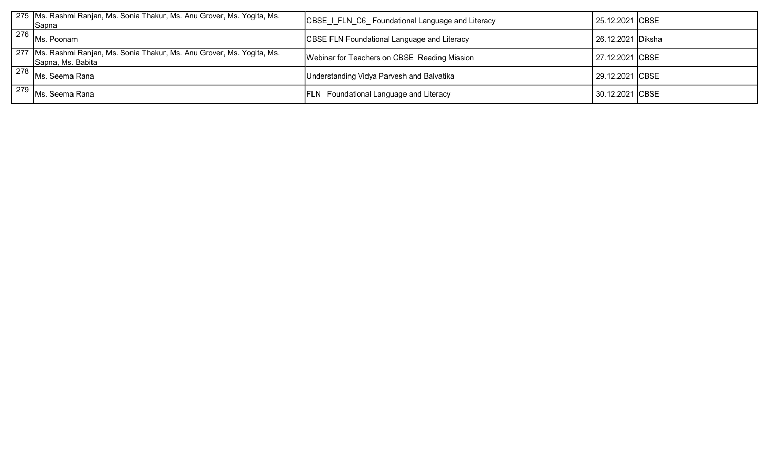| | | | | |
|---|---|---|---|---|
| 275 | Ms. Rashmi Ranjan, Ms. Sonia Thakur, Ms. Anu Grover, Ms. Yogita, Ms. Sapna | CBSE_I_FLN_C6_ Foundational Language and Literacy | 25.12.2021 | CBSE |
| 276 | Ms. Poonam | CBSE FLN Foundational Language and Literacy | 26.12.2021 | Diksha |
| 277 | Ms. Rashmi Ranjan, Ms. Sonia Thakur, Ms. Anu Grover, Ms. Yogita, Ms. Sapna, Ms. Babita | Webinar for Teachers on CBSE Reading Mission | 27.12.2021 | CBSE |
| 278 | Ms. Seema Rana | Understanding Vidya Parvesh and Balvatika | 29.12.2021 | CBSE |
| 279 | Ms. Seema Rana | FLN_ Foundational Language and Literacy | 30.12.2021 | CBSE |